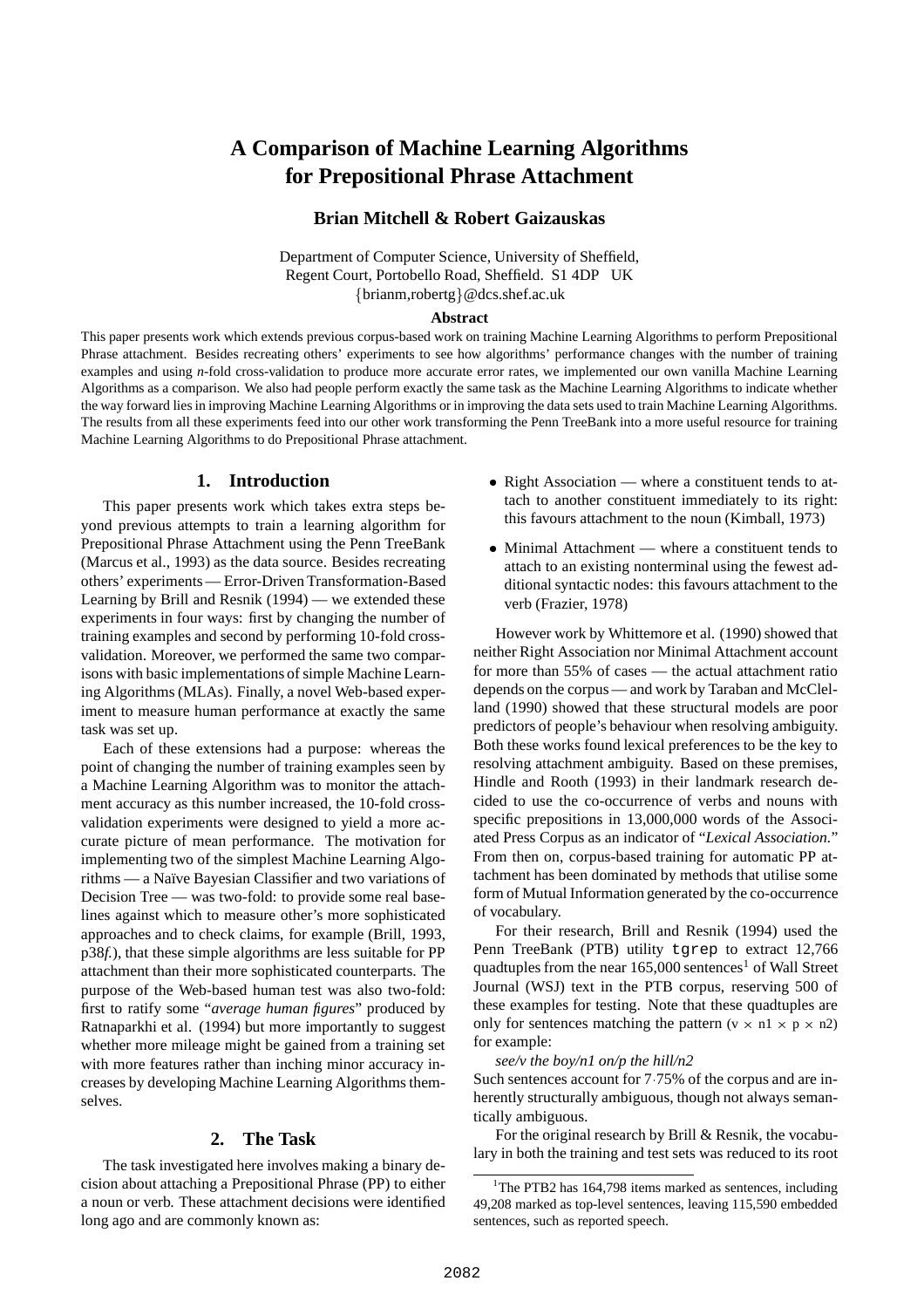# A Comparison of Machine Learning Algorithms for Prepositional Phrase Attachment

**Brian Mitchell & Robert Gaizauskas**

Department of Computer Science, University of Sheffield,
Regent Court, Portobello Road, Sheffield. S1 4DP UK
{brianm,robertg}@dcs.shef.ac.uk

**Abstract**

This paper presents work which extends previous corpus-based work on training Machine Learning Algorithms to perform Prepositional Phrase attachment. Besides recreating others' experiments to see how algorithms' performance changes with the number of training examples and using *n*-fold cross-validation to produce more accurate error rates, we implemented our own vanilla Machine Learning Algorithms as a comparison. We also had people perform exactly the same task as the Machine Learning Algorithms to indicate whether the way forward lies in improving Machine Learning Algorithms or in improving the data sets used to train Machine Learning Algorithms. The results from all these experiments feed into our other work transforming the Penn TreeBank into a more useful resource for training Machine Learning Algorithms to do Prepositional Phrase attachment.

## 1. Introduction

This paper presents work which takes extra steps beyond previous attempts to train a learning algorithm for Prepositional Phrase Attachment using the Penn TreeBank (Marcus et al., 1993) as the data source. Besides recreating others' experiments — Error-Driven Transformation-Based Learning by Brill and Resnik (1994) — we extended these experiments in four ways: first by changing the number of training examples and second by performing 10-fold cross-validation. Moreover, we performed the same two comparisons with basic implementations of simple Machine Learning Algorithms (MLAs). Finally, a novel Web-based experiment to measure human performance at exactly the same task was set up.

Each of these extensions had a purpose: whereas the point of changing the number of training examples seen by a Machine Learning Algorithm was to monitor the attachment accuracy as this number increased, the 10-fold cross-validation experiments were designed to yield a more accurate picture of mean performance. The motivation for implementing two of the simplest Machine Learning Algorithms — a Naïve Bayesian Classifier and two variations of Decision Tree — was two-fold: to provide some real baselines against which to measure other's more sophisticated approaches and to check claims, for example (Brill, 1993, p38*f.*), that these simple algorithms are less suitable for PP attachment than their more sophisticated counterparts. The purpose of the Web-based human test was also two-fold: first to ratify some "*average human figures*" produced by Ratnaparkhi et al. (1994) but more importantly to suggest whether more mileage might be gained from a training set with more features rather than inching minor accuracy increases by developing Machine Learning Algorithms themselves.

## 2. The Task

The task investigated here involves making a binary decision about attaching a Prepositional Phrase (PP) to either a noun or verb. These attachment decisions were identified long ago and are commonly known as:

- Right Association — where a constituent tends to attach to another constituent immediately to its right: this favours attachment to the noun (Kimball, 1973)
- Minimal Attachment — where a constituent tends to attach to an existing nonterminal using the fewest additional syntactic nodes: this favours attachment to the verb (Frazier, 1978)

However work by Whittemore et al. (1990) showed that neither Right Association nor Minimal Attachment account for more than 55% of cases — the actual attachment ratio depends on the corpus — and work by Taraban and McClelland (1990) showed that these structural models are poor predictors of people's behaviour when resolving ambiguity. Both these works found lexical preferences to be the key to resolving attachment ambiguity. Based on these premises, Hindle and Rooth (1993) in their landmark research decided to use the co-occurrence of verbs and nouns with specific prepositions in 13,000,000 words of the Associated Press Corpus as an indicator of "*Lexical Association.*" From then on, corpus-based training for automatic PP attachment has been dominated by methods that utilise some form of Mutual Information generated by the co-occurrence of vocabulary.

For their research, Brill and Resnik (1994) used the Penn TreeBank (PTB) utility `tgrep` to extract 12,766 quadtuples from the near 165,000 sentences[1] of Wall Street Journal (WSJ) text in the PTB corpus, reserving 500 of these examples for testing. Note that these quadtuples are only for sentences matching the pattern (v × n1 × p × n2) for example:

*see/v the boy/n1 on/p the hill/n2*

Such sentences account for 7·75% of the corpus and are inherently structurally ambiguous, though not always semantically ambiguous.

For the original research by Brill & Resnik, the vocabulary in both the training and test sets was reduced to its root

[1] The PTB2 has 164,798 items marked as sentences, including 49,208 marked as top-level sentences, leaving 115,590 embedded sentences, such as reported speech.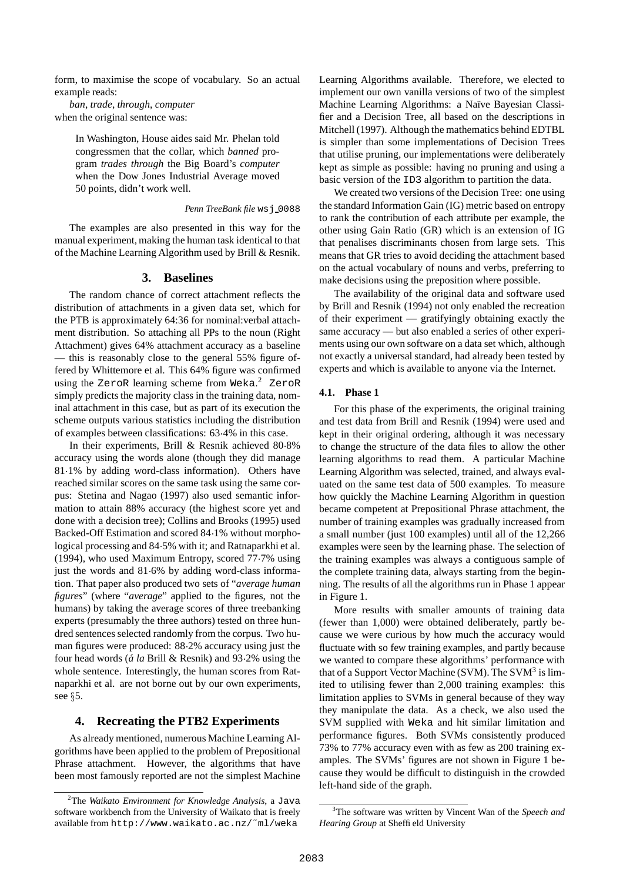form, to maximise the scope of vocabulary. So an actual example reads:

*ban*, *trade*, *through*, *computer*
when the original sentence was:

> In Washington, House aides said Mr. Phelan told congressmen that the collar, which *banned* program *trades through* the Big Board's *computer* when the Dow Jones Industrial Average moved 50 points, didn't work well.
>
> *Penn TreeBank file* wsj_0088

The examples are also presented in this way for the manual experiment, making the human task identical to that of the Machine Learning Algorithm used by Brill & Resnik.

## 3. Baselines

The random chance of correct attachment reflects the distribution of attachments in a given data set, which for the PTB is approximately 64:36 for nominal:verbal attachment distribution. So attaching all PPs to the noun (Right Attachment) gives 64% attachment accuracy as a baseline — this is reasonably close to the general 55% figure offered by Whittemore et al. This 64% figure was confirmed using the ZeroR learning scheme from Weka.[2] ZeroR simply predicts the majority class in the training data, nominal attachment in this case, but as part of its execution the scheme outputs various statistics including the distribution of examples between classifications: 63·4% in this case.

In their experiments, Brill & Resnik achieved 80·8% accuracy using the words alone (though they did manage 81·1% by adding word-class information). Others have reached similar scores on the same task using the same corpus: Stetina and Nagao (1997) also used semantic information to attain 88% accuracy (the highest score yet and done with a decision tree); Collins and Brooks (1995) used Backed-Off Estimation and scored 84·1% without morphological processing and 84·5% with it; and Ratnaparkhi et al. (1994), who used Maximum Entropy, scored 77·7% using just the words and 81·6% by adding word-class information. That paper also produced two sets of "*average human figures*" (where "*average*" applied to the figures, not the humans) by taking the average scores of three treebanking experts (presumably the three authors) tested on three hundred sentences selected randomly from the corpus. Two human figures were produced: 88·2% accuracy using just the four head words (*á la* Brill & Resnik) and 93·2% using the whole sentence. Interestingly, the human scores from Ratnaparkhi et al. are not borne out by our own experiments, see §5.

## 4. Recreating the PTB2 Experiments

As already mentioned, numerous Machine Learning Algorithms have been applied to the problem of Prepositional Phrase attachment. However, the algorithms that have been most famously reported are not the simplest Machine Learning Algorithms available. Therefore, we elected to implement our own vanilla versions of two of the simplest Machine Learning Algorithms: a Naïve Bayesian Classifier and a Decision Tree, all based on the descriptions in Mitchell (1997). Although the mathematics behind EDTBL is simpler than some implementations of Decision Trees that utilise pruning, our implementations were deliberately kept as simple as possible: having no pruning and using a basic version of the ID3 algorithm to partition the data.

We created two versions of the Decision Tree: one using the standard Information Gain (IG) metric based on entropy to rank the contribution of each attribute per example, the other using Gain Ratio (GR) which is an extension of IG that penalises discriminants chosen from large sets. This means that GR tries to avoid deciding the attachment based on the actual vocabulary of nouns and verbs, preferring to make decisions using the preposition where possible.

The availability of the original data and software used by Brill and Resnik (1994) not only enabled the recreation of their experiment — gratifyingly obtaining exactly the same accuracy — but also enabled a series of other experiments using our own software on a data set which, although not exactly a universal standard, had already been tested by experts and which is available to anyone via the Internet.

### 4.1. Phase 1

For this phase of the experiments, the original training and test data from Brill and Resnik (1994) were used and kept in their original ordering, although it was necessary to change the structure of the data files to allow the other learning algorithms to read them. A particular Machine Learning Algorithm was selected, trained, and always evaluated on the same test data of 500 examples. To measure how quickly the Machine Learning Algorithm in question became competent at Prepositional Phrase attachment, the number of training examples was gradually increased from a small number (just 100 examples) until all of the 12,266 examples were seen by the learning phase. The selection of the training examples was always a contiguous sample of the complete training data, always starting from the beginning. The results of all the algorithms run in Phase 1 appear in Figure 1.

More results with smaller amounts of training data (fewer than 1,000) were obtained deliberately, partly because we were curious by how much the accuracy would fluctuate with so few training examples, and partly because we wanted to compare these algorithms' performance with that of a Support Vector Machine (SVM). The SVM[3] is limited to utilising fewer than 2,000 training examples: this limitation applies to SVMs in general because of they way they manipulate the data. As a check, we also used the SVM supplied with Weka and hit similar limitation and performance figures. Both SVMs consistently produced 73% to 77% accuracy even with as few as 200 training examples. The SVMs' figures are not shown in Figure 1 because they would be difficult to distinguish in the crowded left-hand side of the graph.

---

[2] The *Waikato Environment for Knowledge Analysis*, a Java software workbench from the University of Waikato that is freely available from http://www.waikato.ac.nz/~ml/weka

[3] The software was written by Vincent Wan of the *Speech and Hearing Group* at Sheffield University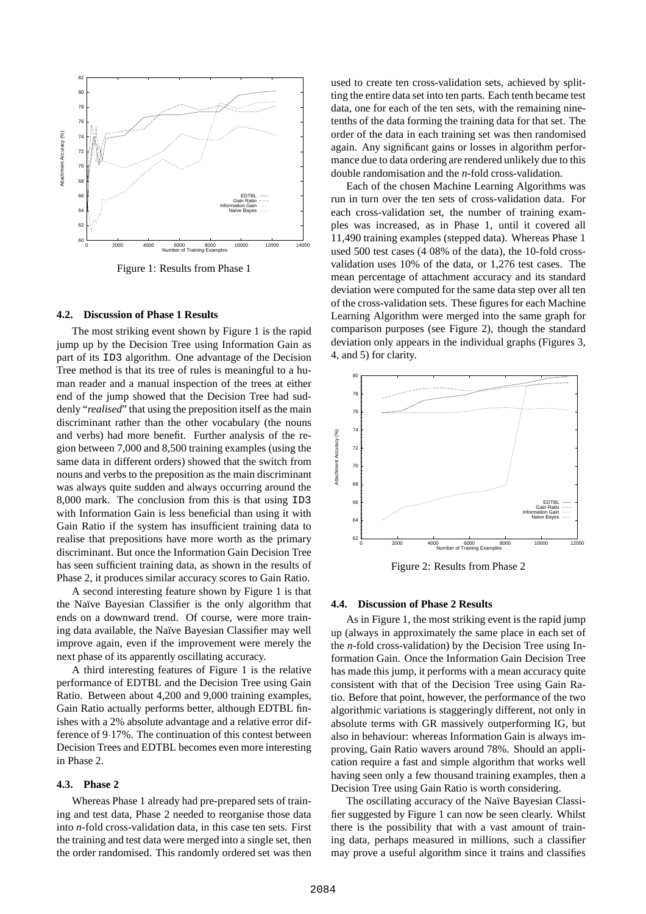Figure 1: Results from Phase 1

### 4.2. Discussion of Phase 1 Results

The most striking event shown by Figure 1 is the rapid jump up by the Decision Tree using Information Gain as part of its ID3 algorithm. One advantage of the Decision Tree method is that its tree of rules is meaningful to a human reader and a manual inspection of the trees at either end of the jump showed that the Decision Tree had suddenly "*realised*" that using the preposition itself as the main discriminant rather than the other vocabulary (the nouns and verbs) had more benefit. Further analysis of the region between 7,000 and 8,500 training examples (using the same data in different orders) showed that the switch from nouns and verbs to the preposition as the main discriminant was always quite sudden and always occurring around the 8,000 mark. The conclusion from this is that using ID3 with Information Gain is less beneficial than using it with Gain Ratio if the system has insufficient training data to realise that prepositions have more worth as the primary discriminant. But once the Information Gain Decision Tree has seen sufficient training data, as shown in the results of Phase 2, it produces similar accuracy scores to Gain Ratio.

A second interesting feature shown by Figure 1 is that the Naïve Bayesian Classifier is the only algorithm that ends on a downward trend. Of course, were more training data available, the Naïve Bayesian Classifier may well improve again, even if the improvement were merely the next phase of its apparently oscillating accuracy.

A third interesting features of Figure 1 is the relative performance of EDTBL and the Decision Tree using Gain Ratio. Between about 4,200 and 9,000 training examples, Gain Ratio actually performs better, although EDTBL finishes with a 2% absolute advantage and a relative error difference of 9·17%. The continuation of this contest between Decision Trees and EDTBL becomes even more interesting in Phase 2.

### 4.3. Phase 2

Whereas Phase 1 already had pre-prepared sets of training and test data, Phase 2 needed to reorganise those data into *n*-fold cross-validation data, in this case ten sets. First the training and test data were merged into a single set, then the order randomised. This randomly ordered set was then used to create ten cross-validation sets, achieved by splitting the entire data set into ten parts. Each tenth became test data, one for each of the ten sets, with the remaining nine-tenths of the data forming the training data for that set. The order of the data in each training set was then randomised again. Any significant gains or losses in algorithm performance due to data ordering are rendered unlikely due to this double randomisation and the *n*-fold cross-validation.

Each of the chosen Machine Learning Algorithms was run in turn over the ten sets of cross-validation data. For each cross-validation set, the number of training examples was increased, as in Phase 1, until it covered all 11,490 training examples (stepped data). Whereas Phase 1 used 500 test cases (4·08% of the data), the 10-fold cross-validation uses 10% of the data, or 1,276 test cases. The mean percentage of attachment accuracy and its standard deviation were computed for the same data step over all ten of the cross-validation sets. These figures for each Machine Learning Algorithm were merged into the same graph for comparison purposes (see Figure 2), though the standard deviation only appears in the individual graphs (Figures 3, 4, and 5) for clarity.

Figure 2: Results from Phase 2

### 4.4. Discussion of Phase 2 Results

As in Figure 1, the most striking event is the rapid jump up (always in approximately the same place in each set of the *n*-fold cross-validation) by the Decision Tree using Information Gain. Once the Information Gain Decision Tree has made this jump, it performs with a mean accuracy quite consistent with that of the Decision Tree using Gain Ratio. Before that point, however, the performance of the two algorithmic variations is staggeringly different, not only in absolute terms with GR massively outperforming IG, but also in behaviour: whereas Information Gain is always improving, Gain Ratio wavers around 78%. Should an application require a fast and simple algorithm that works well having seen only a few thousand training examples, then a Decision Tree using Gain Ratio is worth considering.

The oscillating accuracy of the Naïve Bayesian Classifier suggested by Figure 1 can now be seen clearly. Whilst there is the possibility that with a vast amount of training data, perhaps measured in millions, such a classifier may prove a useful algorithm since it trains and classifies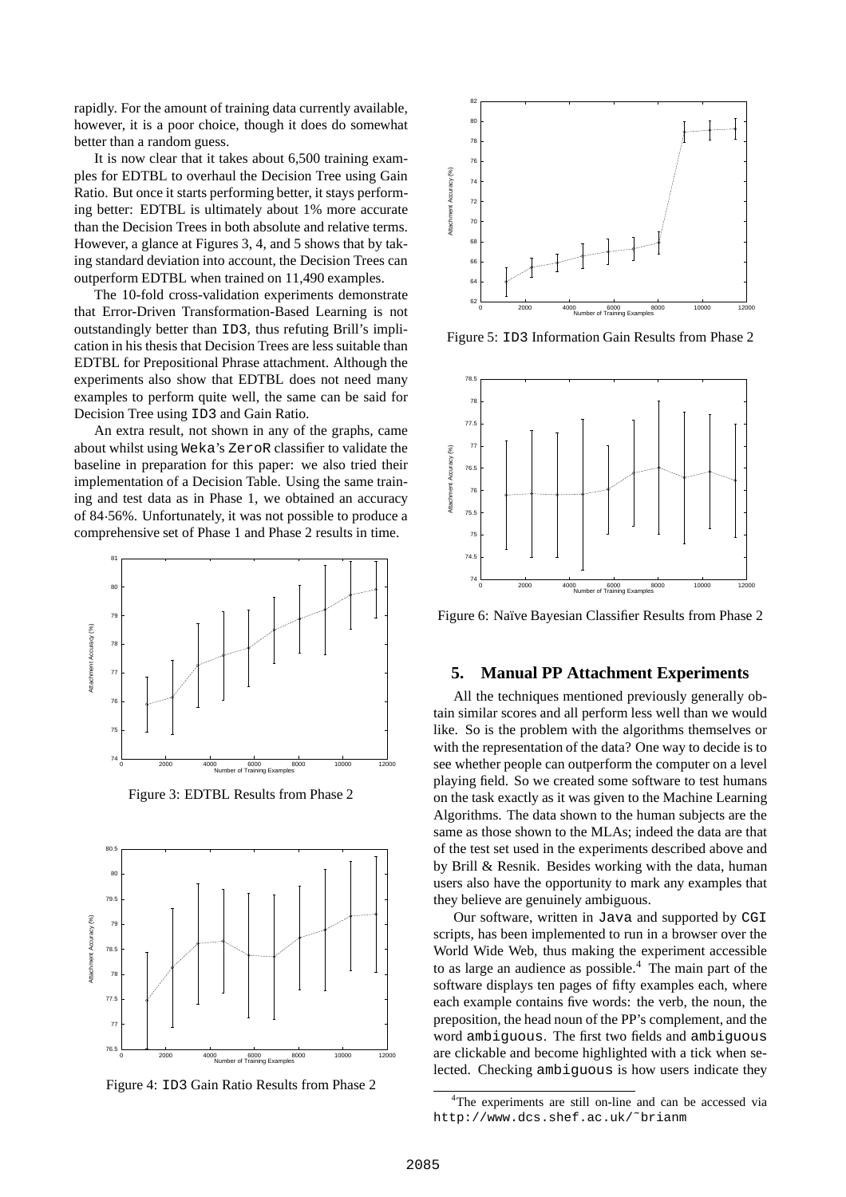rapidly. For the amount of training data currently available, however, it is a poor choice, though it does do somewhat better than a random guess.

It is now clear that it takes about 6,500 training examples for EDTBL to overhaul the Decision Tree using Gain Ratio. But once it starts performing better, it stays performing better: EDTBL is ultimately about 1% more accurate than the Decision Trees in both absolute and relative terms. However, a glance at Figures 3, 4, and 5 shows that by taking standard deviation into account, the Decision Trees can outperform EDTBL when trained on 11,490 examples.

The 10-fold cross-validation experiments demonstrate that Error-Driven Transformation-Based Learning is not outstandingly better than `ID3`, thus refuting Brill's implication in his thesis that Decision Trees are less suitable than EDTBL for Prepositional Phrase attachment. Although the experiments also show that EDTBL does not need many examples to perform quite well, the same can be said for Decision Tree using `ID3` and Gain Ratio.

An extra result, not shown in any of the graphs, came about whilst using `Weka`'s `ZeroR` classifier to validate the baseline in preparation for this paper: we also tried their implementation of a Decision Table. Using the same training and test data as in Phase 1, we obtained an accuracy of 84·56%. Unfortunately, it was not possible to produce a comprehensive set of Phase 1 and Phase 2 results in time.

Figure 3: EDTBL Results from Phase 2

Figure 4: `ID3` Gain Ratio Results from Phase 2

Figure 5: `ID3` Information Gain Results from Phase 2

Figure 6: Naïve Bayesian Classifier Results from Phase 2

## 5. Manual PP Attachment Experiments

All the techniques mentioned previously generally obtain similar scores and all perform less well than we would like. So is the problem with the algorithms themselves or with the representation of the data? One way to decide is to see whether people can outperform the computer on a level playing field. So we created some software to test humans on the task exactly as it was given to the Machine Learning Algorithms. The data shown to the human subjects are the same as those shown to the MLAs; indeed the data are that of the test set used in the experiments described above and by Brill & Resnik. Besides working with the data, human users also have the opportunity to mark any examples that they believe are genuinely ambiguous.

Our software, written in `Java` and supported by `CGI` scripts, has been implemented to run in a browser over the World Wide Web, thus making the experiment accessible to as large an audience as possible.[4] The main part of the software displays ten pages of fifty examples each, where each example contains five words: the verb, the noun, the preposition, the head noun of the PP's complement, and the word `ambiguous`. The first two fields and `ambiguous` are clickable and become highlighted with a tick when selected. Checking `ambiguous` is how users indicate they

[4] The experiments are still on-line and can be accessed via `http://www.dcs.shef.ac.uk/~brianm`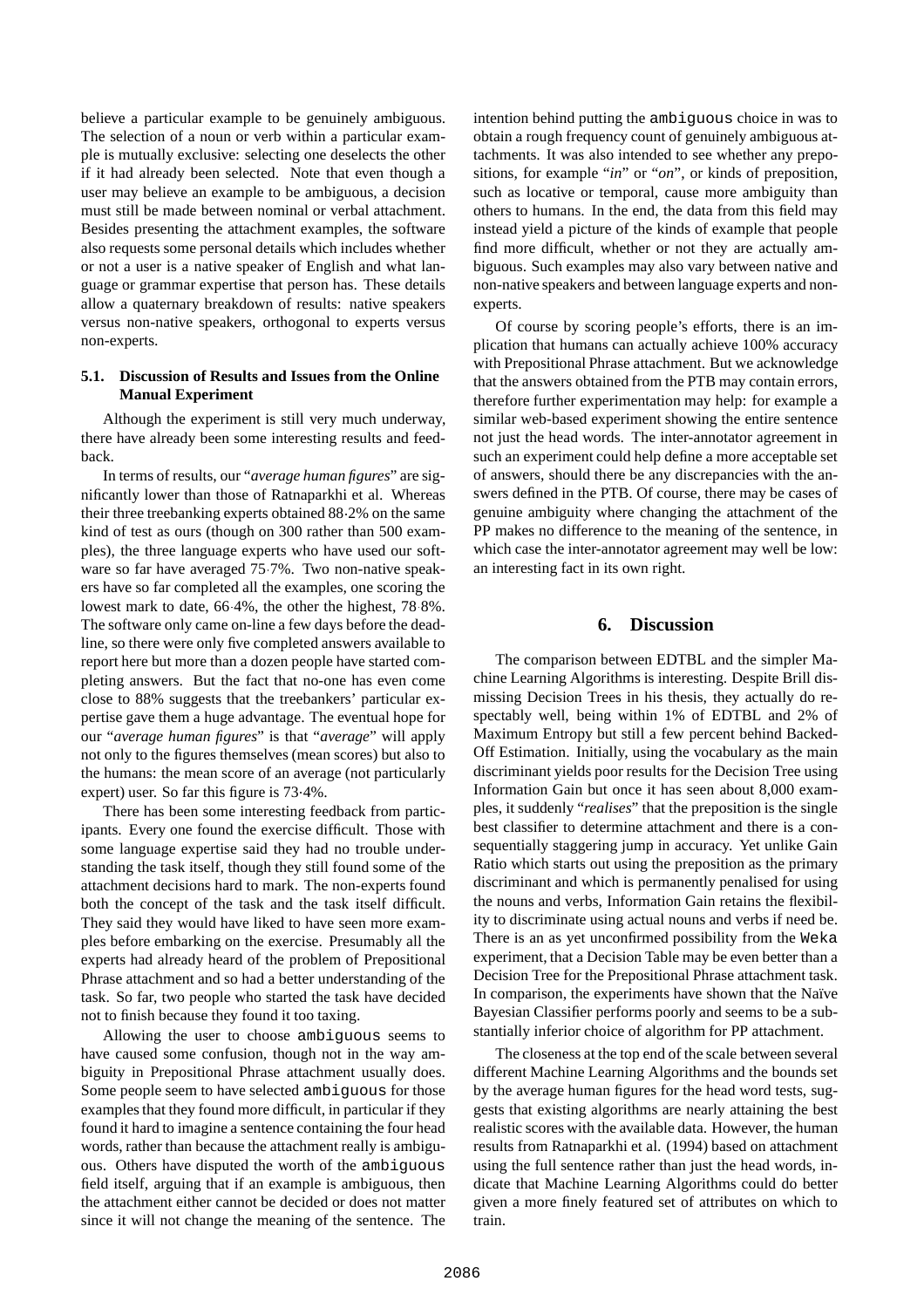believe a particular example to be genuinely ambiguous. The selection of a noun or verb within a particular example is mutually exclusive: selecting one deselects the other if it had already been selected. Note that even though a user may believe an example to be ambiguous, a decision must still be made between nominal or verbal attachment. Besides presenting the attachment examples, the software also requests some personal details which includes whether or not a user is a native speaker of English and what language or grammar expertise that person has. These details allow a quaternary breakdown of results: native speakers versus non-native speakers, orthogonal to experts versus non-experts.

### 5.1. Discussion of Results and Issues from the Online Manual Experiment

Although the experiment is still very much underway, there have already been some interesting results and feedback.

In terms of results, our "*average human figures*" are significantly lower than those of Ratnaparkhi et al. Whereas their three treebanking experts obtained 88·2% on the same kind of test as ours (though on 300 rather than 500 examples), the three language experts who have used our software so far have averaged 75·7%. Two non-native speakers have so far completed all the examples, one scoring the lowest mark to date, 66·4%, the other the highest, 78·8%. The software only came on-line a few days before the deadline, so there were only five completed answers available to report here but more than a dozen people have started completing answers. But the fact that no-one has even come close to 88% suggests that the treebankers' particular expertise gave them a huge advantage. The eventual hope for our "*average human figures*" is that "*average*" will apply not only to the figures themselves (mean scores) but also to the humans: the mean score of an average (not particularly expert) user. So far this figure is 73·4%.

There has been some interesting feedback from participants. Every one found the exercise difficult. Those with some language expertise said they had no trouble understanding the task itself, though they still found some of the attachment decisions hard to mark. The non-experts found both the concept of the task and the task itself difficult. They said they would have liked to have seen more examples before embarking on the exercise. Presumably all the experts had already heard of the problem of Prepositional Phrase attachment and so had a better understanding of the task. So far, two people who started the task have decided not to finish because they found it too taxing.

Allowing the user to choose `ambiguous` seems to have caused some confusion, though not in the way ambiguity in Prepositional Phrase attachment usually does. Some people seem to have selected `ambiguous` for those examples that they found more difficult, in particular if they found it hard to imagine a sentence containing the four head words, rather than because the attachment really is ambiguous. Others have disputed the worth of the `ambiguous` field itself, arguing that if an example is ambiguous, then the attachment either cannot be decided or does not matter since it will not change the meaning of the sentence. The intention behind putting the `ambiguous` choice in was to obtain a rough frequency count of genuinely ambiguous attachments. It was also intended to see whether any prepositions, for example "*in*" or "*on*", or kinds of preposition, such as locative or temporal, cause more ambiguity than others to humans. In the end, the data from this field may instead yield a picture of the kinds of example that people find more difficult, whether or not they are actually ambiguous. Such examples may also vary between native and non-native speakers and between language experts and non-experts.

Of course by scoring people's efforts, there is an implication that humans can actually achieve 100% accuracy with Prepositional Phrase attachment. But we acknowledge that the answers obtained from the PTB may contain errors, therefore further experimentation may help: for example a similar web-based experiment showing the entire sentence not just the head words. The inter-annotator agreement in such an experiment could help define a more acceptable set of answers, should there be any discrepancies with the answers defined in the PTB. Of course, there may be cases of genuine ambiguity where changing the attachment of the PP makes no difference to the meaning of the sentence, in which case the inter-annotator agreement may well be low: an interesting fact in its own right.

## 6. Discussion

The comparison between EDTBL and the simpler Machine Learning Algorithms is interesting. Despite Brill dismissing Decision Trees in his thesis, they actually do respectably well, being within 1% of EDTBL and 2% of Maximum Entropy but still a few percent behind Backed-Off Estimation. Initially, using the vocabulary as the main discriminant yields poor results for the Decision Tree using Information Gain but once it has seen about 8,000 examples, it suddenly "*realises*" that the preposition is the single best classifier to determine attachment and there is a consequentially staggering jump in accuracy. Yet unlike Gain Ratio which starts out using the preposition as the primary discriminant and which is permanently penalised for using the nouns and verbs, Information Gain retains the flexibility to discriminate using actual nouns and verbs if need be. There is an as yet unconfirmed possibility from the `Weka` experiment, that a Decision Table may be even better than a Decision Tree for the Prepositional Phrase attachment task. In comparison, the experiments have shown that the Naïve Bayesian Classifier performs poorly and seems to be a substantially inferior choice of algorithm for PP attachment.

The closeness at the top end of the scale between several different Machine Learning Algorithms and the bounds set by the average human figures for the head word tests, suggests that existing algorithms are nearly attaining the best realistic scores with the available data. However, the human results from Ratnaparkhi et al. (1994) based on attachment using the full sentence rather than just the head words, indicate that Machine Learning Algorithms could do better given a more finely featured set of attributes on which to train.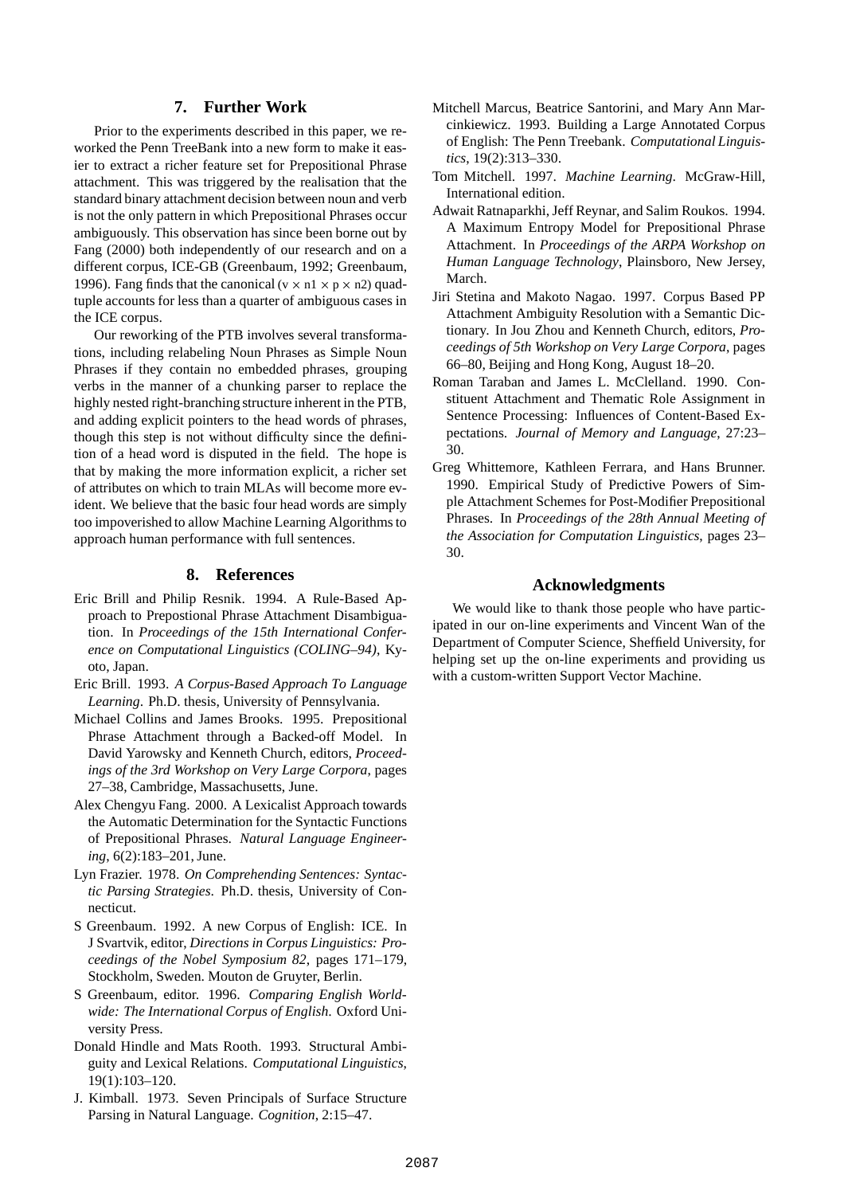## 7. Further Work

Prior to the experiments described in this paper, we reworked the Penn TreeBank into a new form to make it easier to extract a richer feature set for Prepositional Phrase attachment. This was triggered by the realisation that the standard binary attachment decision between noun and verb is not the only pattern in which Prepositional Phrases occur ambiguously. This observation has since been borne out by Fang (2000) both independently of our research and on a different corpus, ICE-GB (Greenbaum, 1992; Greenbaum, 1996). Fang finds that the canonical ($\mathrm{v} \times \mathrm{n1} \times \mathrm{p} \times \mathrm{n2}$) quadtuple accounts for less than a quarter of ambiguous cases in the ICE corpus.

Our reworking of the PTB involves several transformations, including relabeling Noun Phrases as Simple Noun Phrases if they contain no embedded phrases, grouping verbs in the manner of a chunking parser to replace the highly nested right-branching structure inherent in the PTB, and adding explicit pointers to the head words of phrases, though this step is not without difficulty since the definition of a head word is disputed in the field. The hope is that by making the more information explicit, a richer set of attributes on which to train MLAs will become more evident. We believe that the basic four head words are simply too impoverished to allow Machine Learning Algorithms to approach human performance with full sentences.

## 8. References

Eric Brill and Philip Resnik. 1994. A Rule-Based Approach to Prepostional Phrase Attachment Disambiguation. In *Proceedings of the 15th International Conference on Computational Linguistics (COLING–94)*, Kyoto, Japan.

Eric Brill. 1993. *A Corpus-Based Approach To Language Learning*. Ph.D. thesis, University of Pennsylvania.

Michael Collins and James Brooks. 1995. Prepositional Phrase Attachment through a Backed-off Model. In David Yarowsky and Kenneth Church, editors, *Proceedings of the 3rd Workshop on Very Large Corpora*, pages 27–38, Cambridge, Massachusetts, June.

Alex Chengyu Fang. 2000. A Lexicalist Approach towards the Automatic Determination for the Syntactic Functions of Prepositional Phrases. *Natural Language Engineering*, 6(2):183–201, June.

Lyn Frazier. 1978. *On Comprehending Sentences: Syntactic Parsing Strategies*. Ph.D. thesis, University of Connecticut.

S Greenbaum. 1992. A new Corpus of English: ICE. In J Svartvik, editor, *Directions in Corpus Linguistics: Proceedings of the Nobel Symposium 82*, pages 171–179, Stockholm, Sweden. Mouton de Gruyter, Berlin.

S Greenbaum, editor. 1996. *Comparing English Worldwide: The International Corpus of English*. Oxford University Press.

Donald Hindle and Mats Rooth. 1993. Structural Ambiguity and Lexical Relations. *Computational Linguistics*, 19(1):103–120.

J. Kimball. 1973. Seven Principals of Surface Structure Parsing in Natural Language. *Cognition*, 2:15–47.

Mitchell Marcus, Beatrice Santorini, and Mary Ann Marcinkiewicz. 1993. Building a Large Annotated Corpus of English: The Penn Treebank. *Computational Linguistics*, 19(2):313–330.

Tom Mitchell. 1997. *Machine Learning*. McGraw-Hill, International edition.

Adwait Ratnaparkhi, Jeff Reynar, and Salim Roukos. 1994. A Maximum Entropy Model for Prepositional Phrase Attachment. In *Proceedings of the ARPA Workshop on Human Language Technology*, Plainsboro, New Jersey, March.

Jiri Stetina and Makoto Nagao. 1997. Corpus Based PP Attachment Ambiguity Resolution with a Semantic Dictionary. In Jou Zhou and Kenneth Church, editors, *Proceedings of 5th Workshop on Very Large Corpora*, pages 66–80, Beijing and Hong Kong, August 18–20.

Roman Taraban and James L. McClelland. 1990. Constituent Attachment and Thematic Role Assignment in Sentence Processing: Influences of Content-Based Expectations. *Journal of Memory and Language*, 27:23–30.

Greg Whittemore, Kathleen Ferrara, and Hans Brunner. 1990. Empirical Study of Predictive Powers of Simple Attachment Schemes for Post-Modifier Prepositional Phrases. In *Proceedings of the 28th Annual Meeting of the Association for Computation Linguistics*, pages 23–30.

## Acknowledgments

We would like to thank those people who have participated in our on-line experiments and Vincent Wan of the Department of Computer Science, Sheffield University, for helping set up the on-line experiments and providing us with a custom-written Support Vector Machine.